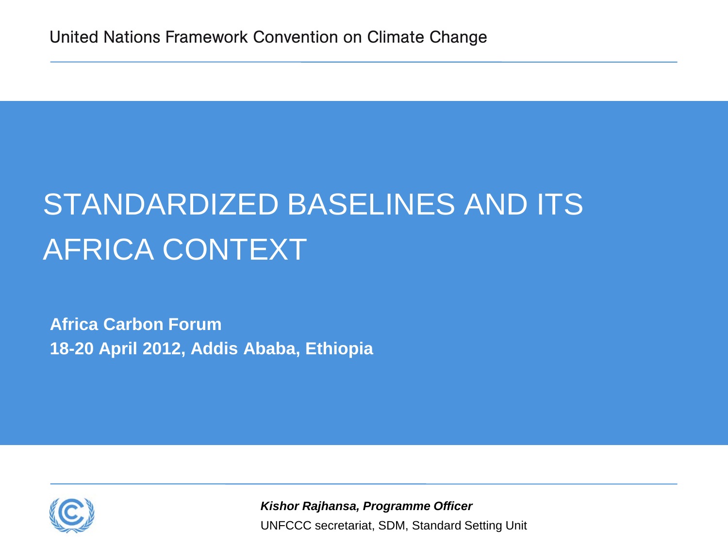United Nations Framework Convention on Climate Change

# STANDARDIZED BASELINES AND ITS AFRICA CONTEXT

**Africa Carbon Forum**

**18-20 April 2012, Addis Ababa, Ethiopia**

***Kishor Rajhansa, Programme Officer***

UNFCCC secretariat, SDM, Standard Setting Unit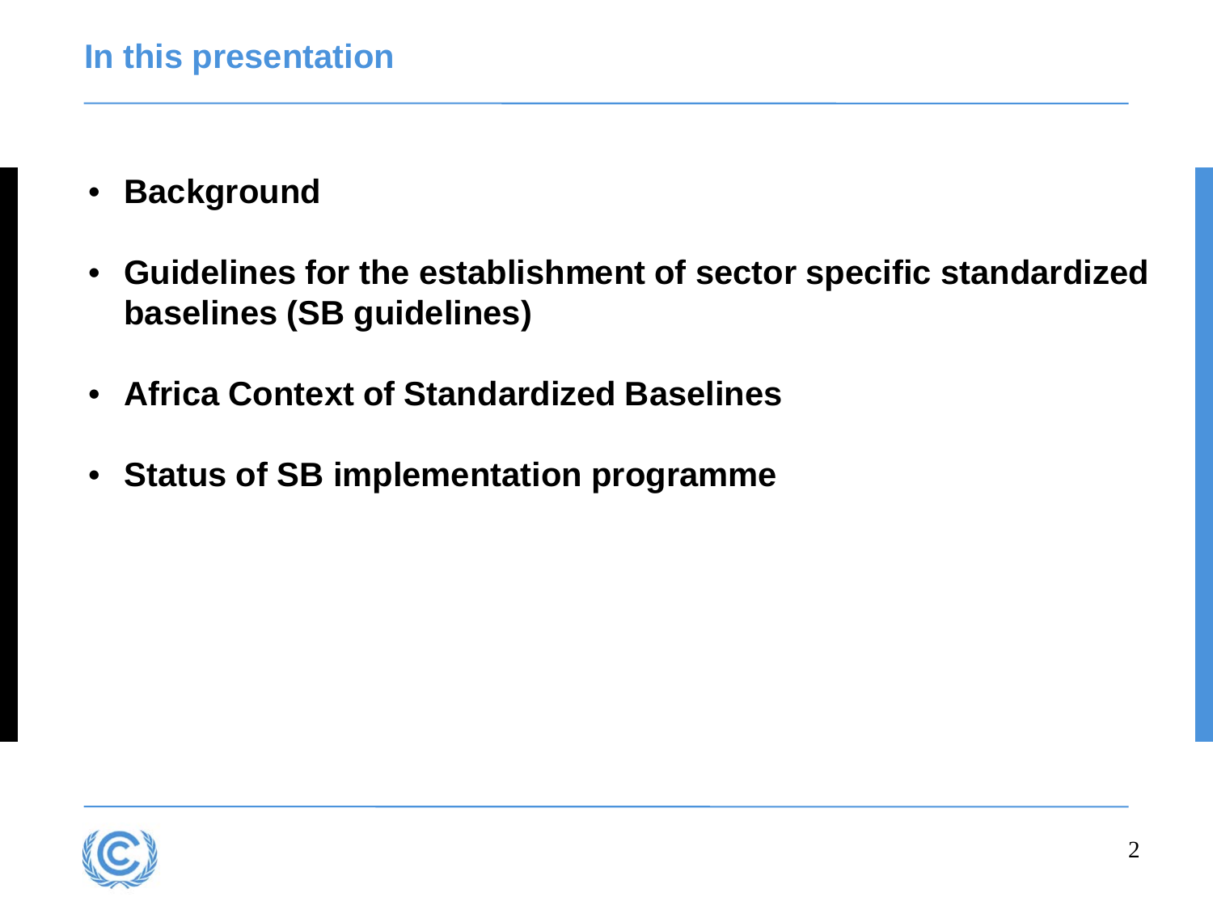## In this presentation

- **Background**
- **Guidelines for the establishment of sector specific standardized baselines (SB guidelines)**
- **Africa Context of Standardized Baselines**
- **Status of SB implementation programme**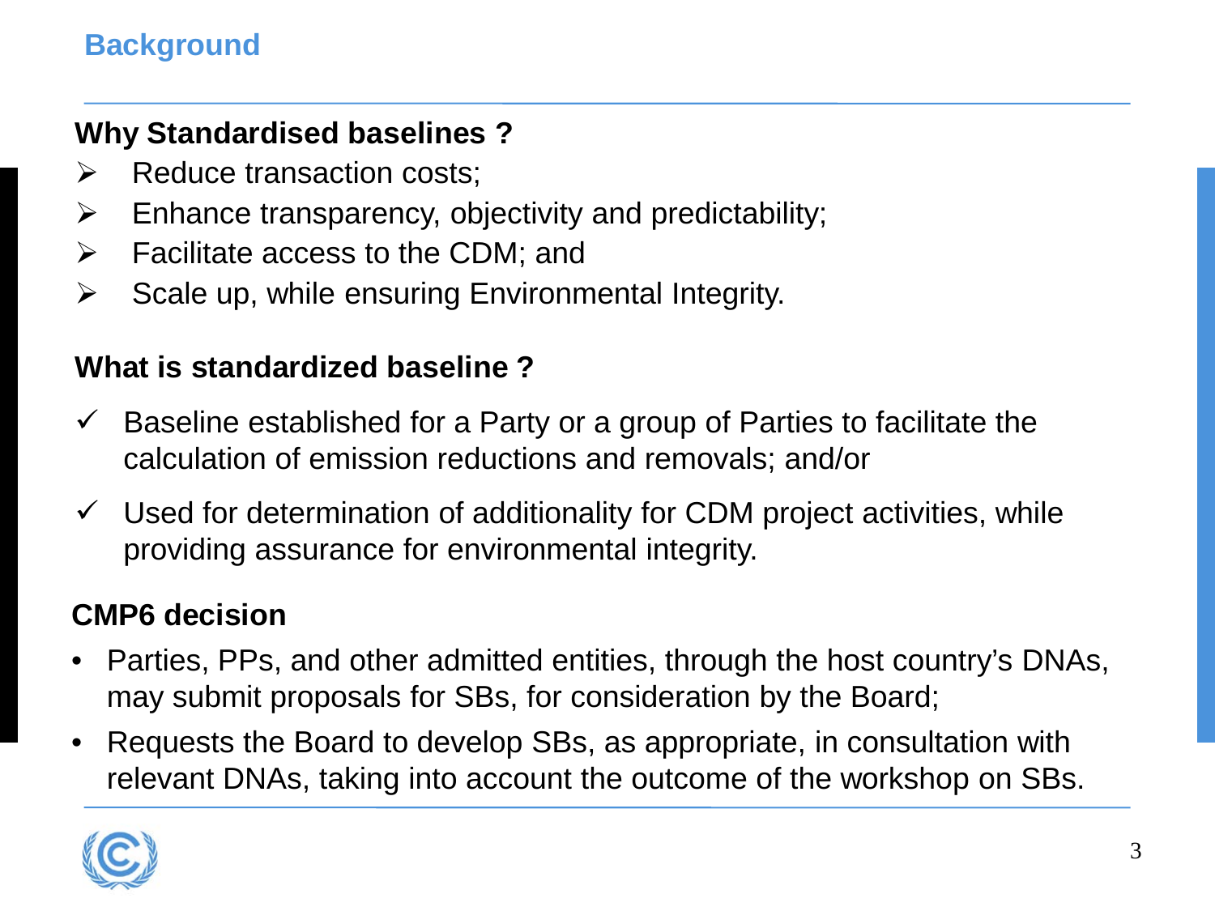## Background

### Why Standardised baselines ?

- Reduce transaction costs;
- Enhance transparency, objectivity and predictability;
- Facilitate access to the CDM; and
- Scale up, while ensuring Environmental Integrity.

### What is standardized baseline ?

- ✓ Baseline established for a Party or a group of Parties to facilitate the calculation of emission reductions and removals; and/or
- ✓ Used for determination of additionality for CDM project activities, while providing assurance for environmental integrity.

### CMP6 decision

- Parties, PPs, and other admitted entities, through the host country's DNAs, may submit proposals for SBs, for consideration by the Board;
- Requests the Board to develop SBs, as appropriate, in consultation with relevant DNAs, taking into account the outcome of the workshop on SBs.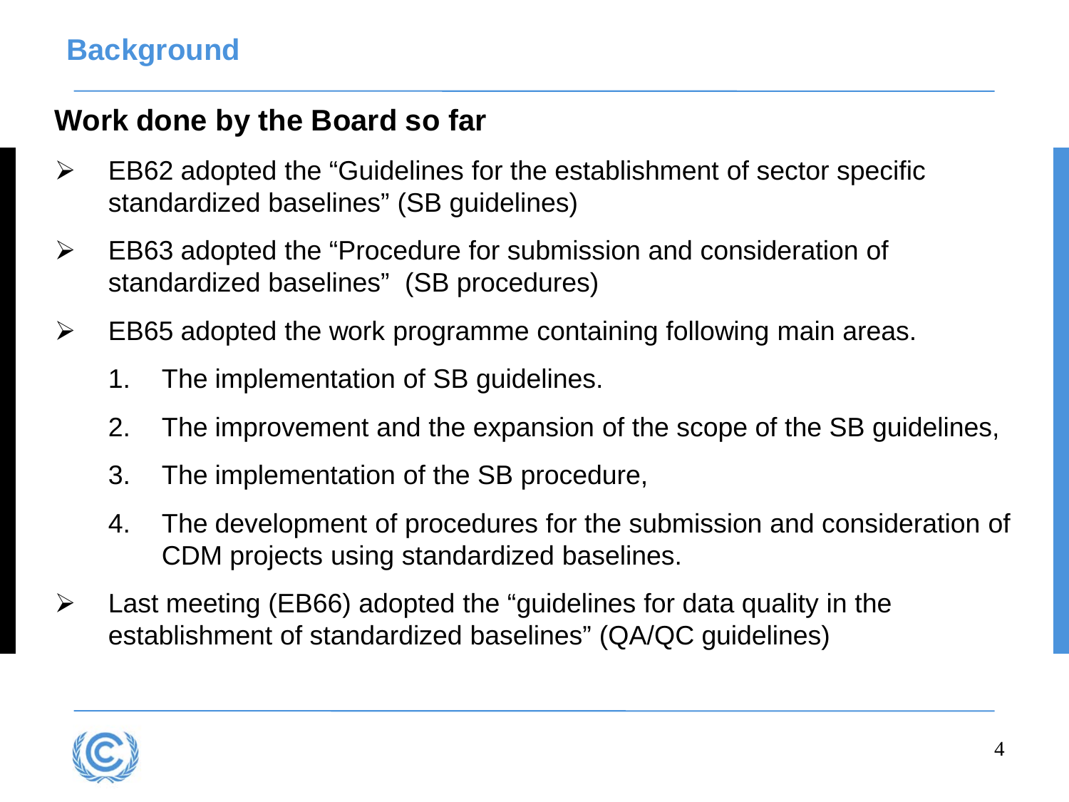## Background

### Work done by the Board so far

- EB62 adopted the “Guidelines for the establishment of sector specific standardized baselines” (SB guidelines)
- EB63 adopted the “Procedure for submission and consideration of standardized baselines” (SB procedures)
- EB65 adopted the work programme containing following main areas.
  1. The implementation of SB guidelines.
  2. The improvement and the expansion of the scope of the SB guidelines,
  3. The implementation of the SB procedure,
  4. The development of procedures for the submission and consideration of CDM projects using standardized baselines.
- Last meeting (EB66) adopted the “guidelines for data quality in the establishment of standardized baselines” (QA/QC guidelines)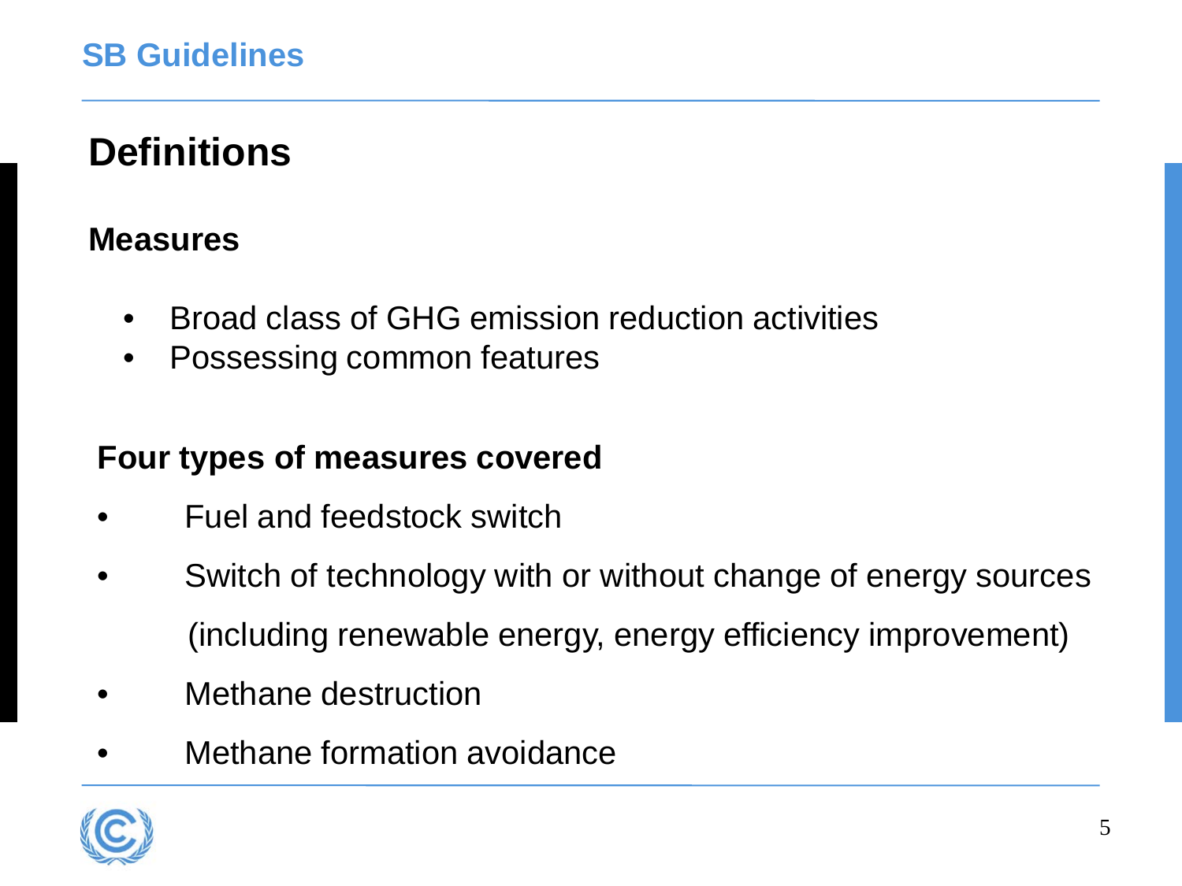# Definitions

## Measures

- Broad class of GHG emission reduction activities
- Possessing common features

## Four types of measures covered

- Fuel and feedstock switch
- Switch of technology with or without change of energy sources (including renewable energy, energy efficiency improvement)
- Methane destruction
- Methane formation avoidance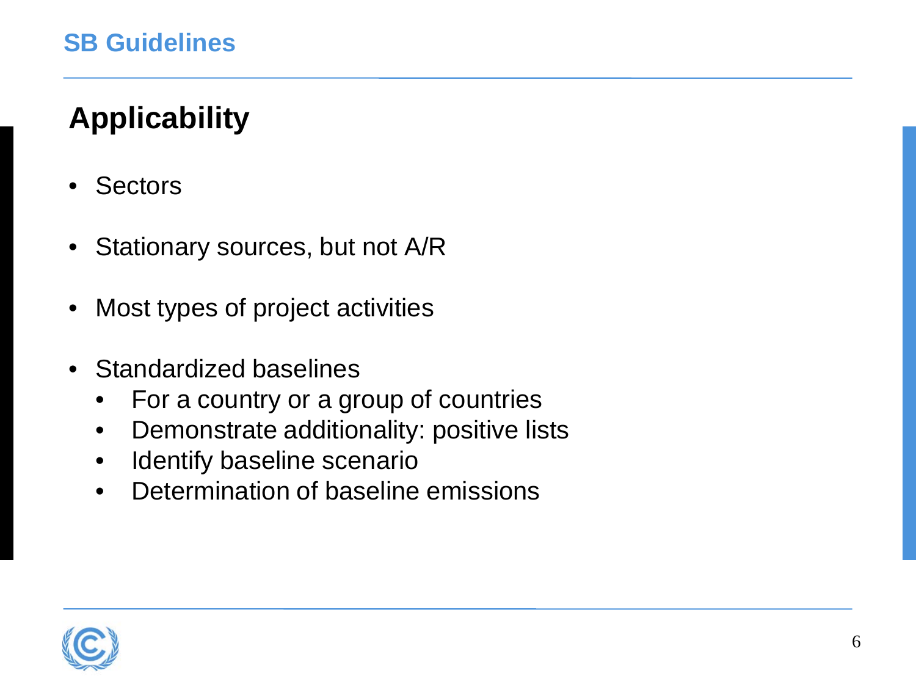## SB Guidelines

# Applicability

- Sectors
- Stationary sources, but not A/R
- Most types of project activities
- Standardized baselines
  - For a country or a group of countries
  - Demonstrate additionality: positive lists
  - Identify baseline scenario
  - Determination of baseline emissions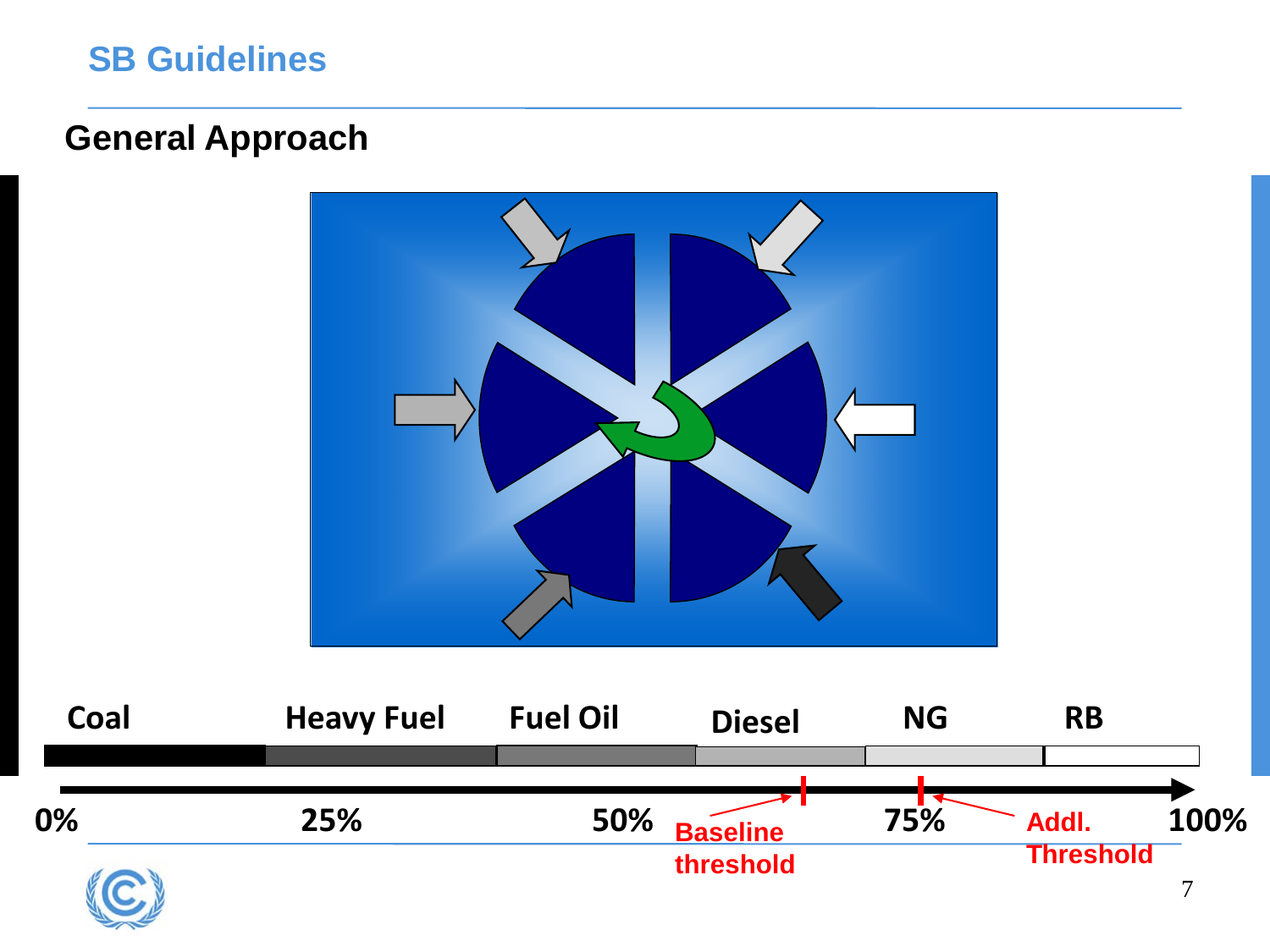# SB Guidelines

## General Approach

Coal | Heavy Fuel | Fuel Oil | Diesel | NG | RB

0% | 25% | 50% | 75% | 100%

Baseline threshold

Addl. Threshold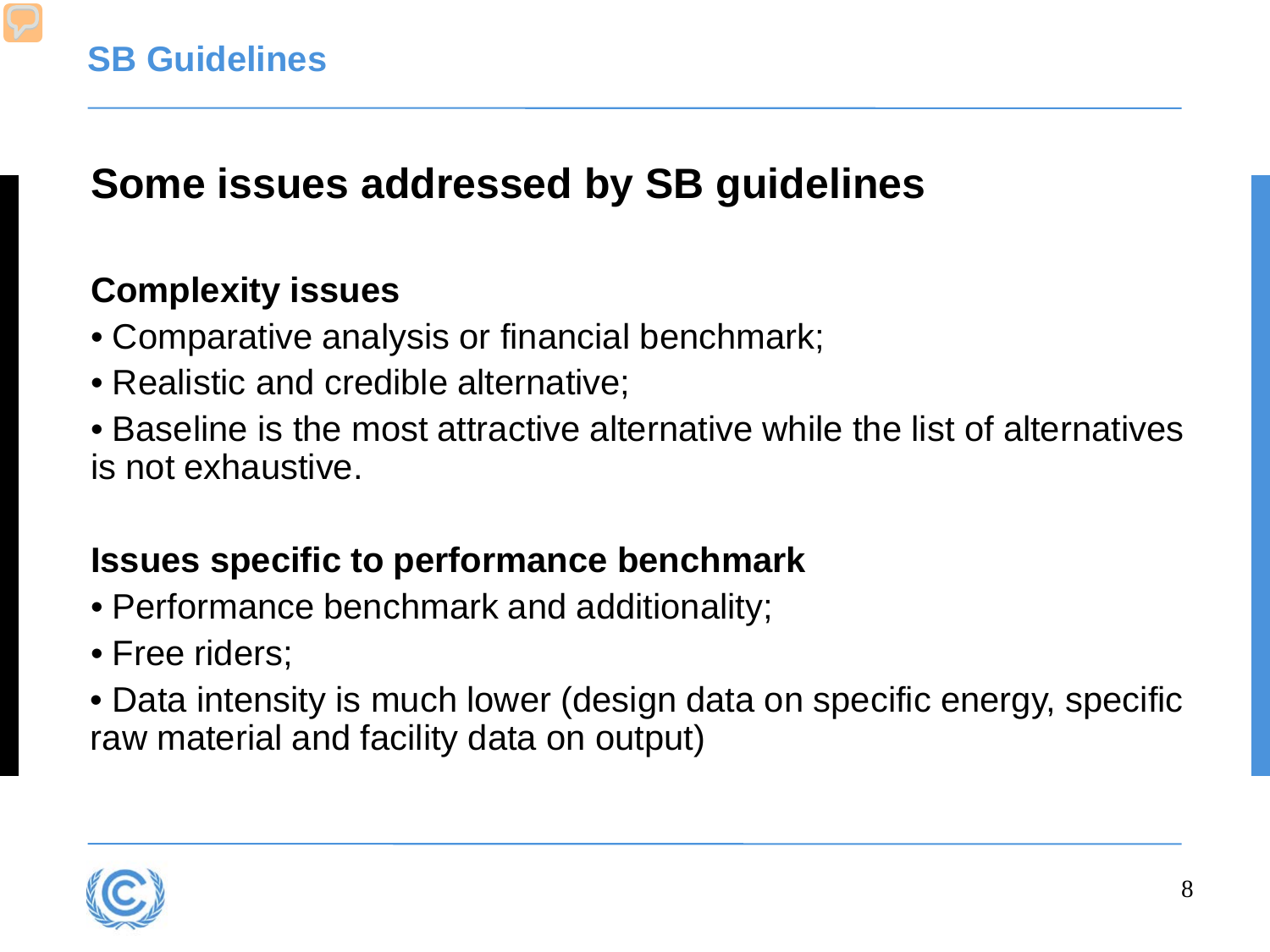# Some issues addressed by SB guidelines

**Complexity issues**

- Comparative analysis or financial benchmark;
- Realistic and credible alternative;
- Baseline is the most attractive alternative while the list of alternatives is not exhaustive.

**Issues specific to performance benchmark**

- Performance benchmark and additionality;
- Free riders;
- Data intensity is much lower (design data on specific energy, specific raw material and facility data on output)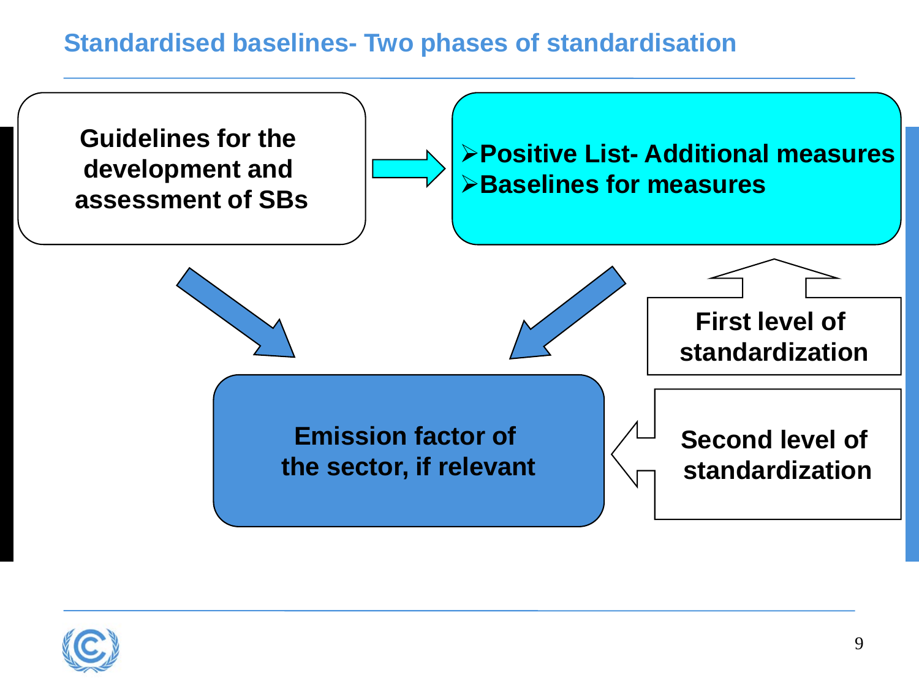## Standardised baselines- Two phases of standardisation

Guidelines for the development and assessment of SBs

- Positive List- Additional measures
- Baselines for measures

First level of standardization

Emission factor of the sector, if relevant

Second level of standardization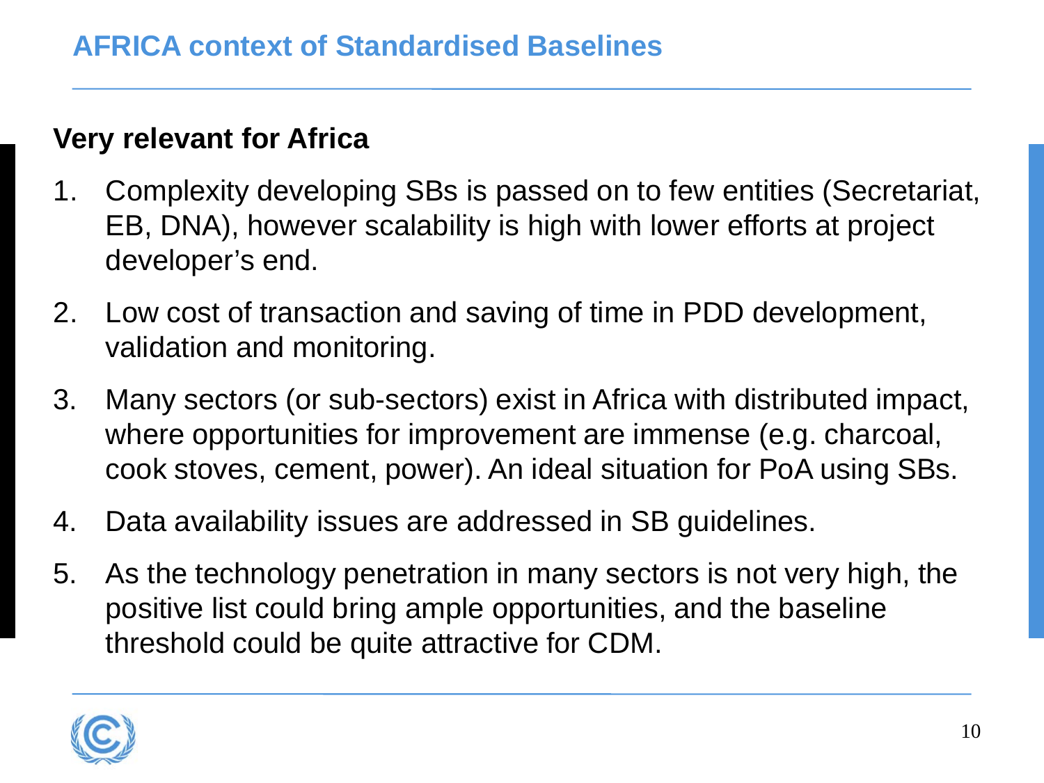# AFRICA context of Standardised Baselines

**Very relevant for Africa**

1. Complexity developing SBs is passed on to few entities (Secretariat, EB, DNA), however scalability is high with lower efforts at project developer's end.
2. Low cost of transaction and saving of time in PDD development, validation and monitoring.
3. Many sectors (or sub-sectors) exist in Africa with distributed impact, where opportunities for improvement are immense (e.g. charcoal, cook stoves, cement, power). An ideal situation for PoA using SBs.
4. Data availability issues are addressed in SB guidelines.
5. As the technology penetration in many sectors is not very high, the positive list could bring ample opportunities, and the baseline threshold could be quite attractive for CDM.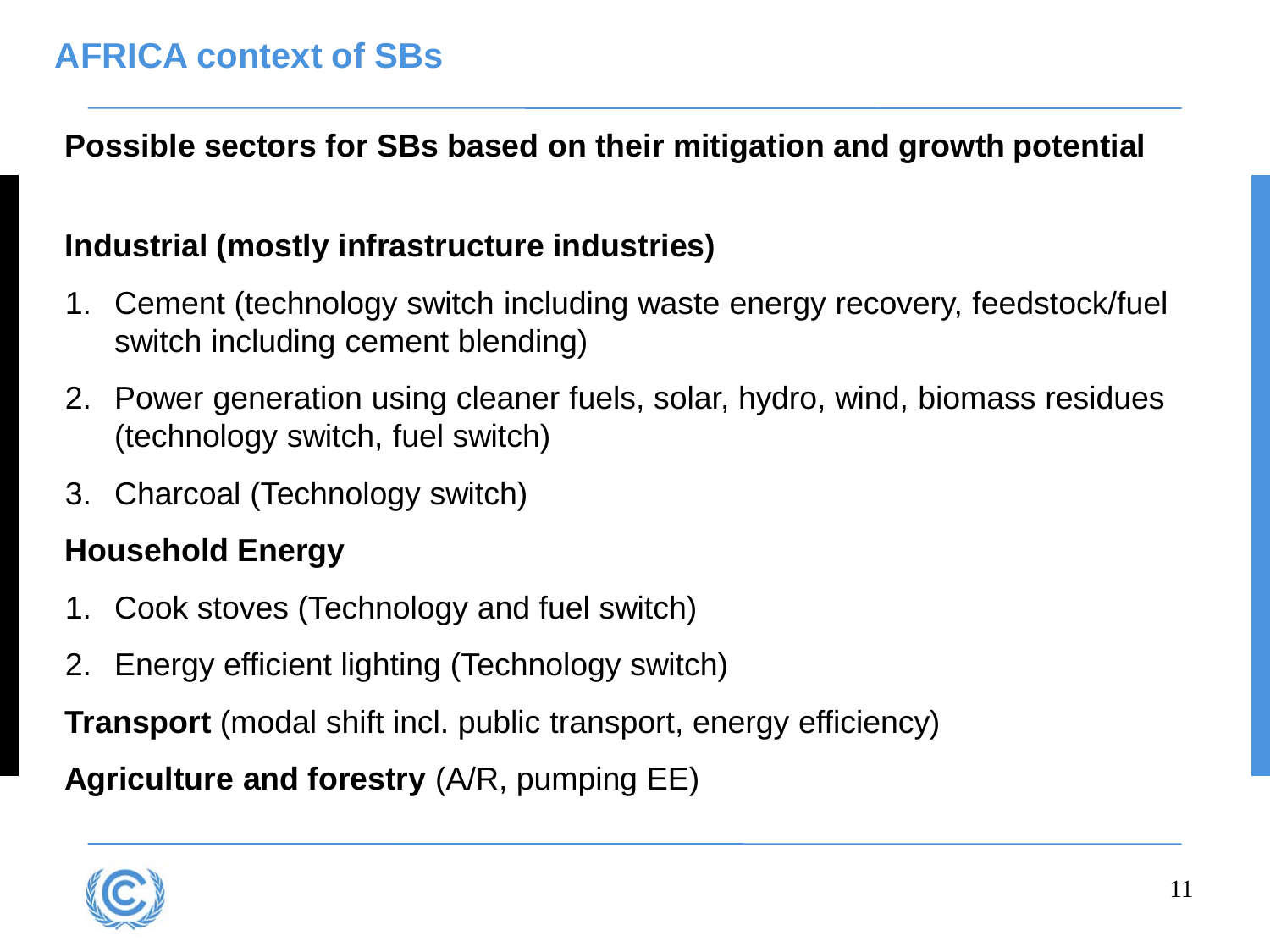## AFRICA context of SBs

**Possible sectors for SBs based on their mitigation and growth potential**

**Industrial (mostly infrastructure industries)**

1. Cement (technology switch including waste energy recovery, feedstock/fuel switch including cement blending)
2. Power generation using cleaner fuels, solar, hydro, wind, biomass residues (technology switch, fuel switch)
3. Charcoal (Technology switch)

**Household Energy**

1. Cook stoves (Technology and fuel switch)
2. Energy efficient lighting (Technology switch)

**Transport** (modal shift incl. public transport, energy efficiency)

**Agriculture and forestry** (A/R, pumping EE)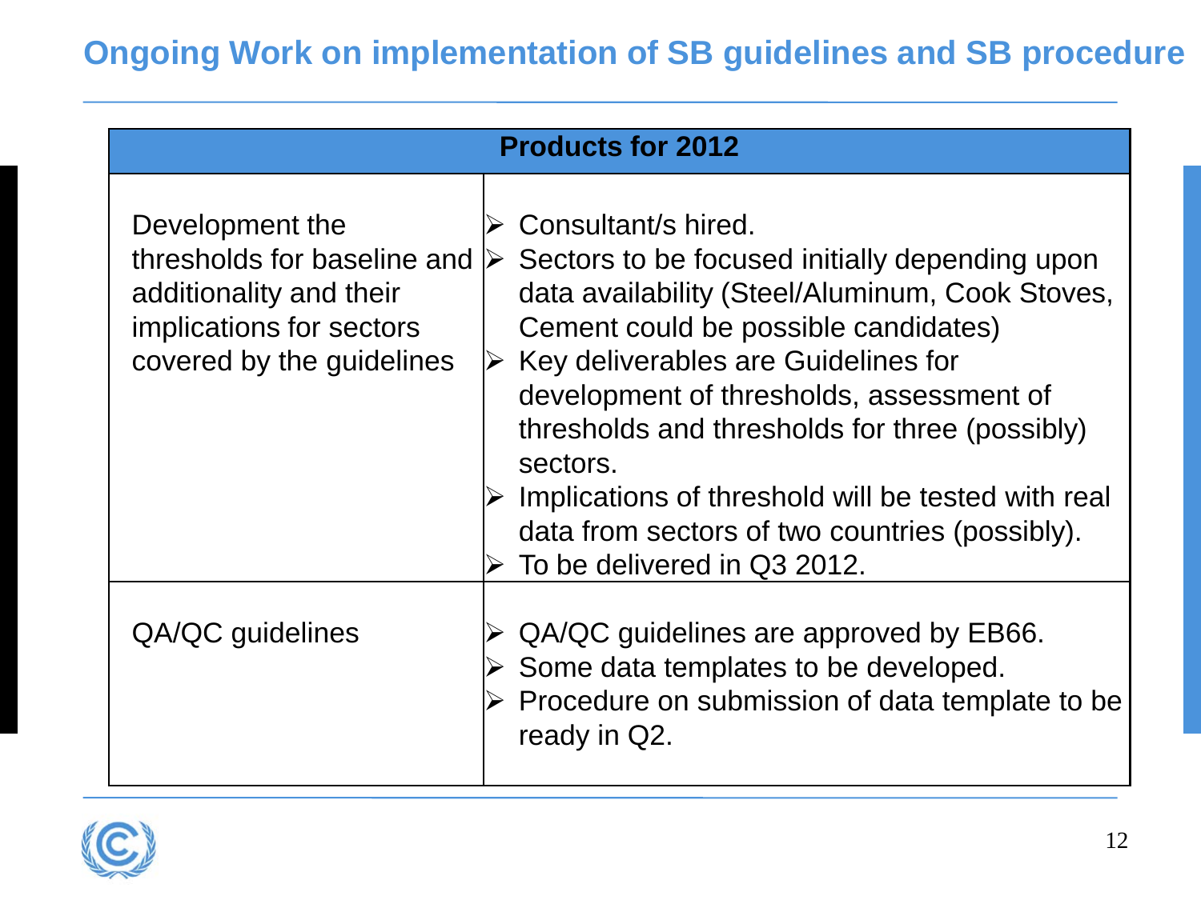## Ongoing Work on implementation of SB guidelines and SB procedure

| Products for 2012 | |
|---|---|
| Development the thresholds for baseline and additionality and their implications for sectors covered by the guidelines | ➢ Consultant/s hired.<br>➢ Sectors to be focused initially depending upon data availability (Steel/Aluminum, Cook Stoves, Cement could be possible candidates)<br>➢ Key deliverables are Guidelines for development of thresholds, assessment of thresholds and thresholds for three (possibly) sectors.<br>➢ Implications of threshold will be tested with real data from sectors of two countries (possibly).<br>➢ To be delivered in Q3 2012. |
| QA/QC guidelines | ➢ QA/QC guidelines are approved by EB66.<br>➢ Some data templates to be developed.<br>➢ Procedure on submission of data template to be ready in Q2. |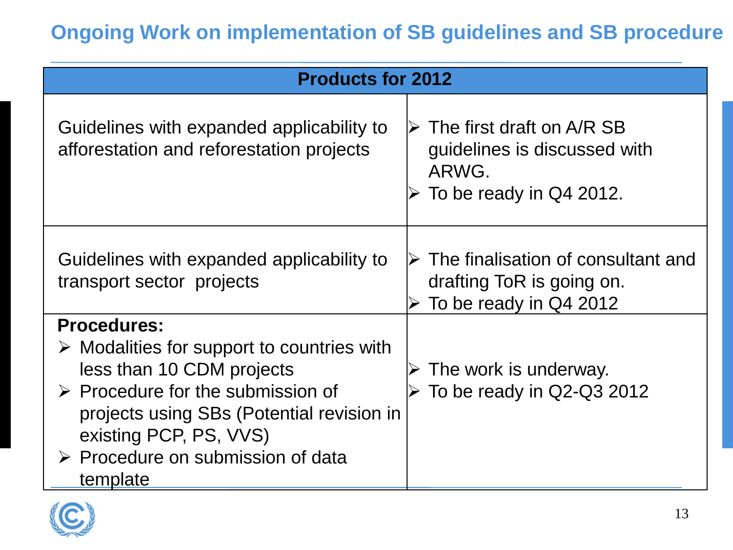## Ongoing Work on implementation of SB guidelines and SB procedure

| Products for 2012 | |
|---|---|
| Guidelines with expanded applicability to afforestation and reforestation projects | ➢ The first draft on A/R SB guidelines is discussed with ARWG.<br>➢ To be ready in Q4 2012. |
| Guidelines with expanded applicability to transport sector projects | ➢ The finalisation of consultant and drafting ToR is going on.<br>➢ To be ready in Q4 2012 |
| **Procedures:**<br>➢ Modalities for support to countries with less than 10 CDM projects<br>➢ Procedure for the submission of projects using SBs (Potential revision in existing PCP, PS, VVS)<br>➢ Procedure on submission of data template | ➢ The work is underway.<br>➢ To be ready in Q2-Q3 2012 |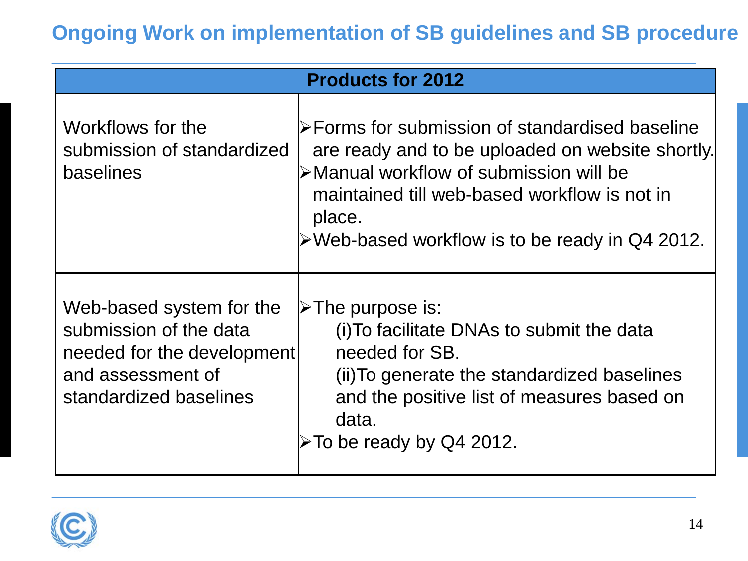## Ongoing Work on implementation of SB guidelines and SB procedure

| Products for 2012 | |
|---|---|
| Workflows for the submission of standardized baselines | ➢Forms for submission of standardised baseline are ready and to be uploaded on website shortly.<br>➢Manual workflow of submission will be maintained till web-based workflow is not in place.<br>➢Web-based workflow is to be ready in Q4 2012. |
| Web-based system for the submission of the data needed for the development and assessment of standardized baselines | ➢The purpose is:<br>(i)To facilitate DNAs to submit the data needed for SB.<br>(ii)To generate the standardized baselines and the positive list of measures based on data.<br>➢To be ready by Q4 2012. |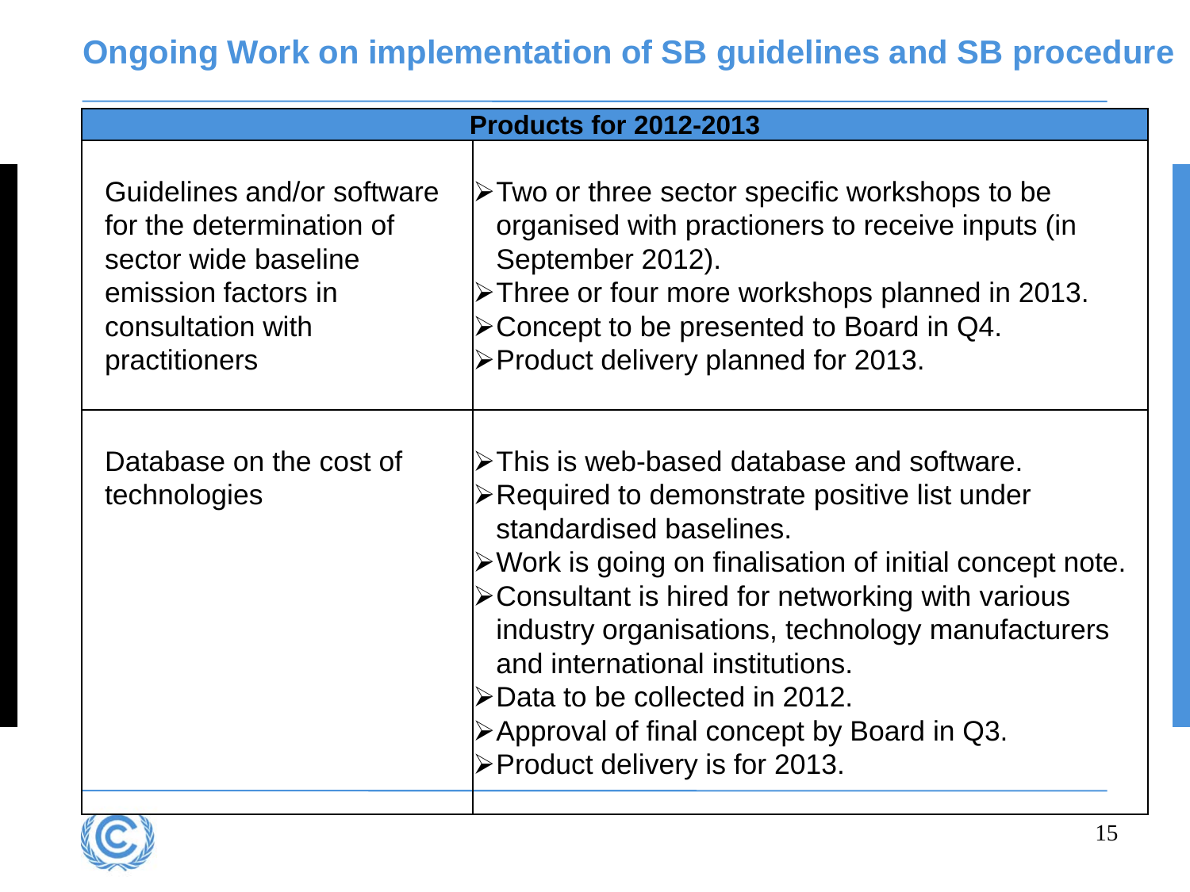# Ongoing Work on implementation of SB guidelines and SB procedure

| Products for 2012-2013 | |
|---|---|
| Guidelines and/or software for the determination of sector wide baseline emission factors in consultation with practitioners | ➢Two or three sector specific workshops to be organised with practioners to receive inputs (in September 2012).<br>➢Three or four more workshops planned in 2013.<br>➢Concept to be presented to Board in Q4.<br>➢Product delivery planned for 2013. |
| Database on the cost of technologies | ➢This is web-based database and software.<br>➢Required to demonstrate positive list under standardised baselines.<br>➢Work is going on finalisation of initial concept note.<br>➢Consultant is hired for networking with various industry organisations, technology manufacturers and international institutions.<br>➢Data to be collected in 2012.<br>➢Approval of final concept by Board in Q3.<br>➢Product delivery is for 2013. |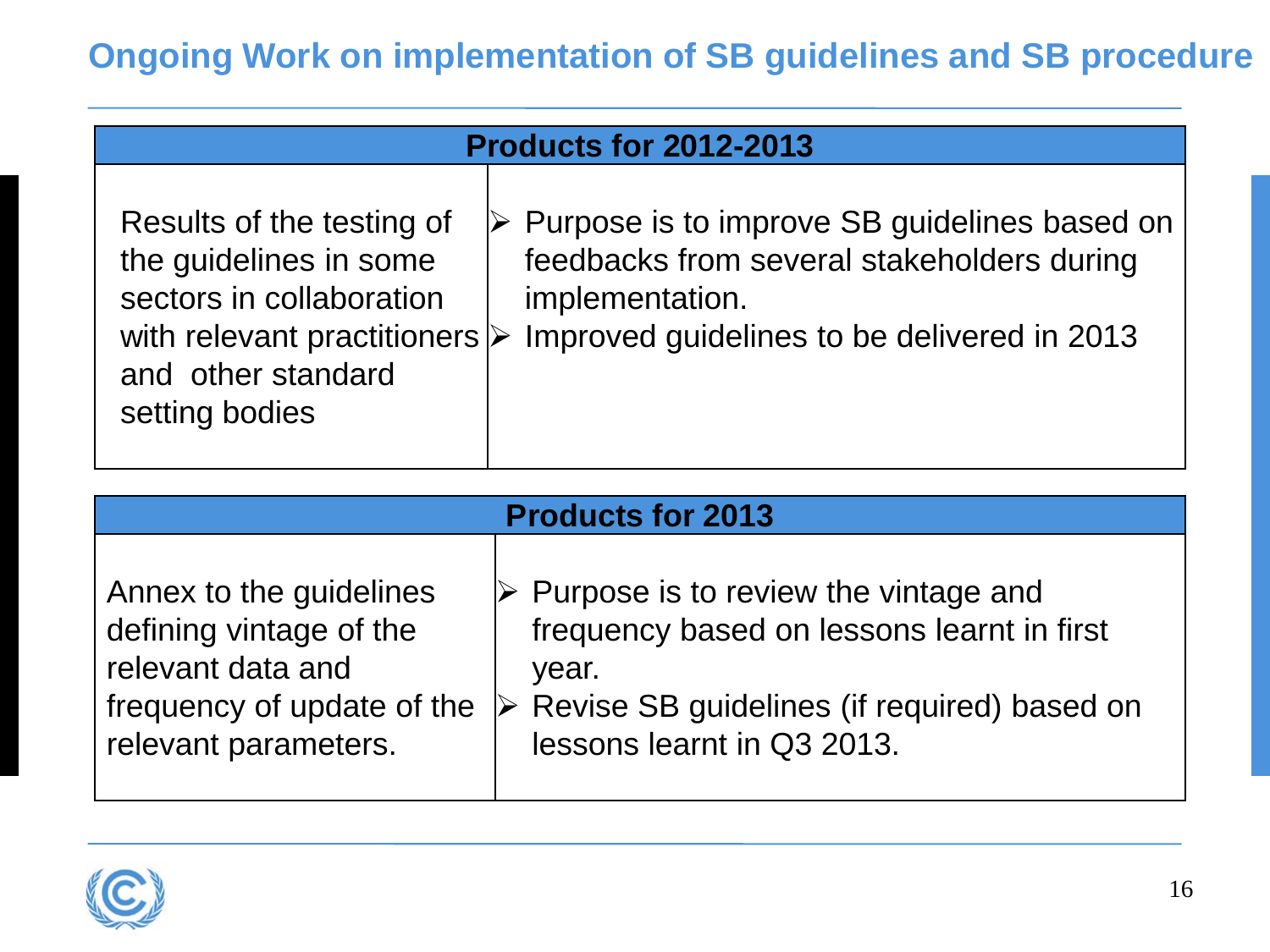# Ongoing Work on implementation of SB guidelines and SB procedure

| Products for 2012-2013 | |
|---|---|
| Results of the testing of the guidelines in some sectors in collaboration with relevant practitioners and other standard setting bodies | ➢ Purpose is to improve SB guidelines based on feedbacks from several stakeholders during implementation.<br>➢ Improved guidelines to be delivered in 2013 |

| Products for 2013 | |
|---|---|
| Annex to the guidelines defining vintage of the relevant data and frequency of update of the relevant parameters. | ➢ Purpose is to review the vintage and frequency based on lessons learnt in first year.<br>➢ Revise SB guidelines (if required) based on lessons learnt in Q3 2013. |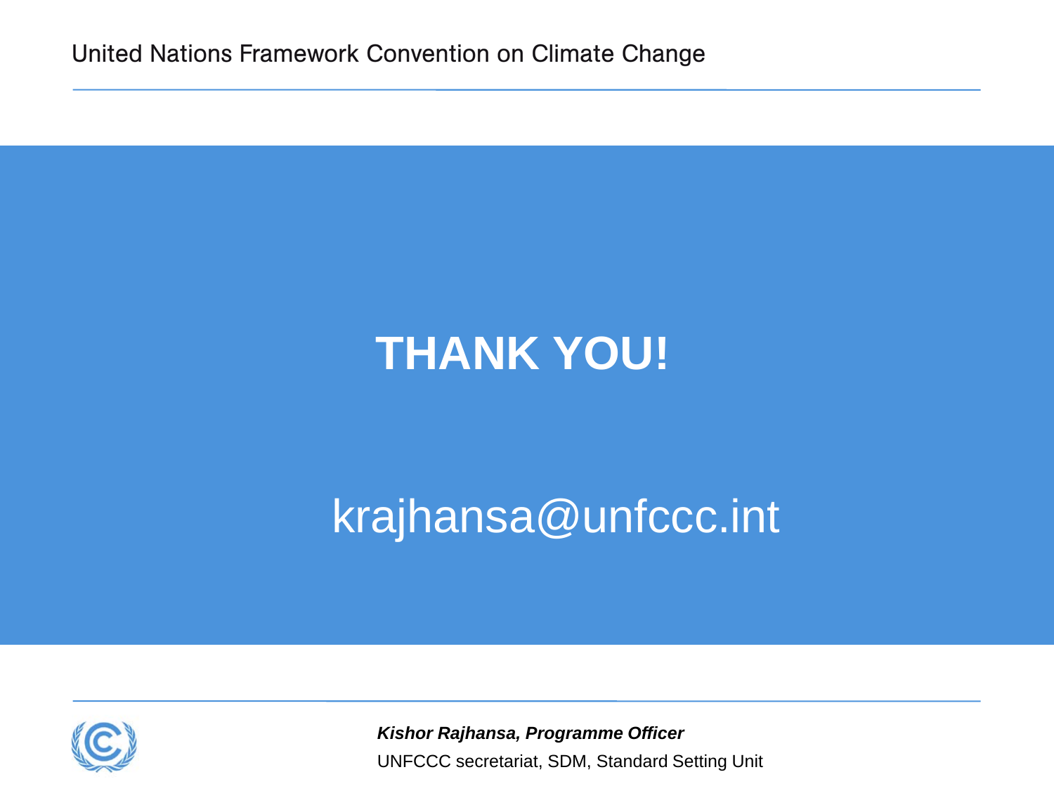# THANK YOU!

krajhansa@unfccc.int

***Kishor Rajhansa, Programme Officer***

UNFCCC secretariat, SDM, Standard Setting Unit